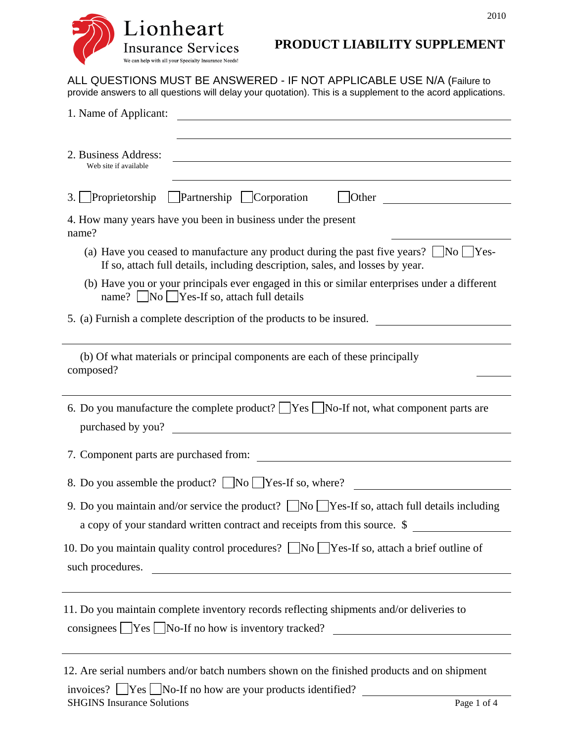Lionheart Insurance Services

We can help with all your Specialty Insurance Needs!

2010

# PRODUCT LIABILITY SUPPLEMENT

ALL QUESTIONS MUST BE ANSWERED - IF NOT APPLICABLE USE N/A (Failure to provide answers to all questions will delay your quotation). This is a supplement to the acord applications.

1. Name of Applicant: ______________________________

2. Business Address: ______________________________
   Web site if available

3. ☐ Proprietorship ☐ Partnership ☐ Corporation ☐ Other ____________

4. How many years have you been in business under the present name? ____________

   (a) Have you ceased to manufacture any product during the past five years? ☐ No ☐ Yes- If so, attach full details, including description, sales, and losses by year.

   (b) Have you or your principals ever engaged in this or similar enterprises under a different name? ☐ No ☐ Yes-If so, attach full details

5. (a) Furnish a complete description of the products to be insured. ____________

   (b) Of what materials or principal components are each of these principally composed? ____________

6. Do you manufacture the complete product? ☐ Yes ☐ No-If not, what component parts are purchased by you? ____________

7. Component parts are purchased from: ____________

8. Do you assemble the product? ☐ No ☐ Yes-If so, where? ____________

9. Do you maintain and/or service the product? ☐ No ☐ Yes-If so, attach full details including a copy of your standard written contract and receipts from this source. $ ____________

10. Do you maintain quality control procedures? ☐ No ☐ Yes-If so, attach a brief outline of such procedures. ____________

11. Do you maintain complete inventory records reflecting shipments and/or deliveries to consignees ☐ Yes ☐ No-If no how is inventory tracked? ____________

12. Are serial numbers and/or batch numbers shown on the finished products and on shipment invoices? ☐ Yes ☐ No-If no how are your products identified? ____________

SHGINS Insurance Solutions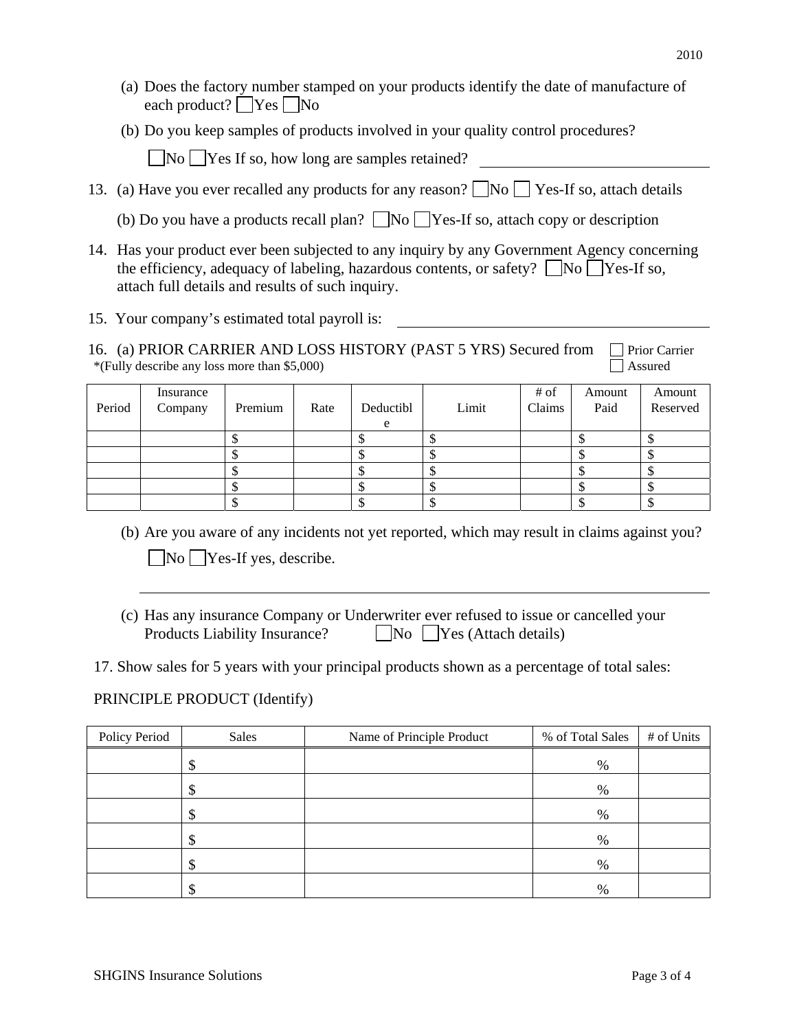(a) Does the factory number stamped on your products identify the date of manufacture of each product? ☐ Yes ☐ No

(b) Do you keep samples of products involved in your quality control procedures?

☐ No ☐ Yes If so, how long are samples retained? \_\_\_\_\_\_\_\_\_\_\_\_\_\_\_\_\_\_\_\_\_\_\_\_\_\_\_\_

13. (a) Have you ever recalled any products for any reason? ☐ No ☐ Yes-If so, attach details

    (b) Do you have a products recall plan? ☐ No ☐ Yes-If so, attach copy or description

14. Has your product ever been subjected to any inquiry by any Government Agency concerning the efficiency, adequacy of labeling, hazardous contents, or safety? ☐ No ☐ Yes-If so, attach full details and results of such inquiry.

15. Your company's estimated total payroll is: \_\_\_\_\_\_\_\_\_\_\_\_\_\_\_\_\_\_\_\_\_\_\_\_\_\_\_\_\_\_\_\_\_\_\_\_

16. (a) PRIOR CARRIER AND LOSS HISTORY (PAST 5 YRS) Secured from ☐ Prior Carrier ☐ Assured

*(Fully describe any loss more than $5,000)

| Period | Insurance Company | Premium | Rate | Deductible | Limit | # of Claims | Amount Paid | Amount Reserved |
|---|---|---|---|---|---|---|---|---|
| | | $ | | $ | $ | | $ | $ |
| | | $ | | $ | $ | | $ | $ |
| | | $ | | $ | $ | | $ | $ |
| | | $ | | $ | $ | | $ | $ |
| | | $ | | $ | $ | | $ | $ |

(b) Are you aware of any incidents not yet reported, which may result in claims against you?

☐ No ☐ Yes-If yes, describe.

\_\_\_\_\_\_\_\_\_\_\_\_\_\_\_\_\_\_\_\_\_\_\_\_\_\_\_\_\_\_\_\_\_\_\_\_\_\_\_\_\_\_\_\_\_\_\_\_\_\_\_\_\_\_\_\_\_\_\_\_

(c) Has any insurance Company or Underwriter ever refused to issue or cancelled your Products Liability Insurance? ☐ No ☐ Yes (Attach details)

17. Show sales for 5 years with your principal products shown as a percentage of total sales:

PRINCIPLE PRODUCT (Identify)

| Policy Period | Sales | Name of Principle Product | % of Total Sales | # of Units |
|---|---|---|---|---|
| | $ | | % | |
| | $ | | % | |
| | $ | | % | |
| | $ | | % | |
| | $ | | % | |
| | $ | | % | |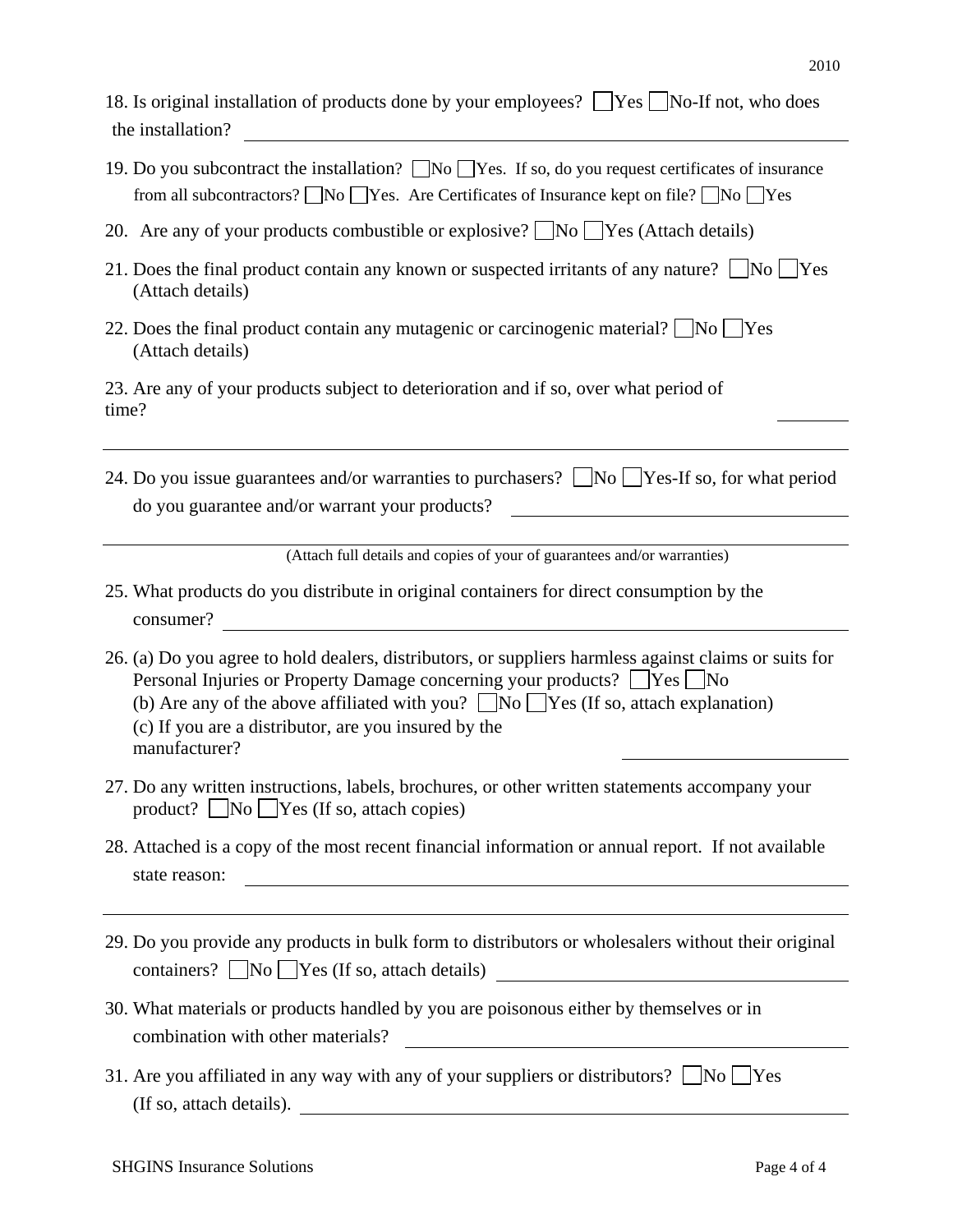18. Is original installation of products done by your employees? ☐ Yes ☐ No-If not, who does the installation? ______________________________

19. Do you subcontract the installation? ☐ No ☐ Yes. If so, do you request certificates of insurance from all subcontractors? ☐ No ☐ Yes. Are Certificates of Insurance kept on file? ☐ No ☐ Yes

20. Are any of your products combustible or explosive? ☐ No ☐ Yes (Attach details)

21. Does the final product contain any known or suspected irritants of any nature? ☐ No ☐ Yes (Attach details)

22. Does the final product contain any mutagenic or carcinogenic material? ☐ No ☐ Yes (Attach details)

23. Are any of your products subject to deterioration and if so, over what period of time? ______________________________

______________________________

24. Do you issue guarantees and/or warranties to purchasers? ☐ No ☐ Yes-If so, for what period do you guarantee and/or warrant your products? ______________________________

______________________________

(Attach full details and copies of your of guarantees and/or warranties)

25. What products do you distribute in original containers for direct consumption by the consumer? ______________________________

26. (a) Do you agree to hold dealers, distributors, or suppliers harmless against claims or suits for Personal Injuries or Property Damage concerning your products? ☐ Yes ☐ No
(b) Are any of the above affiliated with you? ☐ No ☐ Yes (If so, attach explanation)
(c) If you are a distributor, are you insured by the manufacturer? ______________________________

27. Do any written instructions, labels, brochures, or other written statements accompany your product? ☐ No ☐ Yes (If so, attach copies)

28. Attached is a copy of the most recent financial information or annual report. If not available state reason: ______________________________

______________________________

29. Do you provide any products in bulk form to distributors or wholesalers without their original containers? ☐ No ☐ Yes (If so, attach details) ______________________________

30. What materials or products handled by you are poisonous either by themselves or in combination with other materials? ______________________________

31. Are you affiliated in any way with any of your suppliers or distributors? ☐ No ☐ Yes (If so, attach details). ______________________________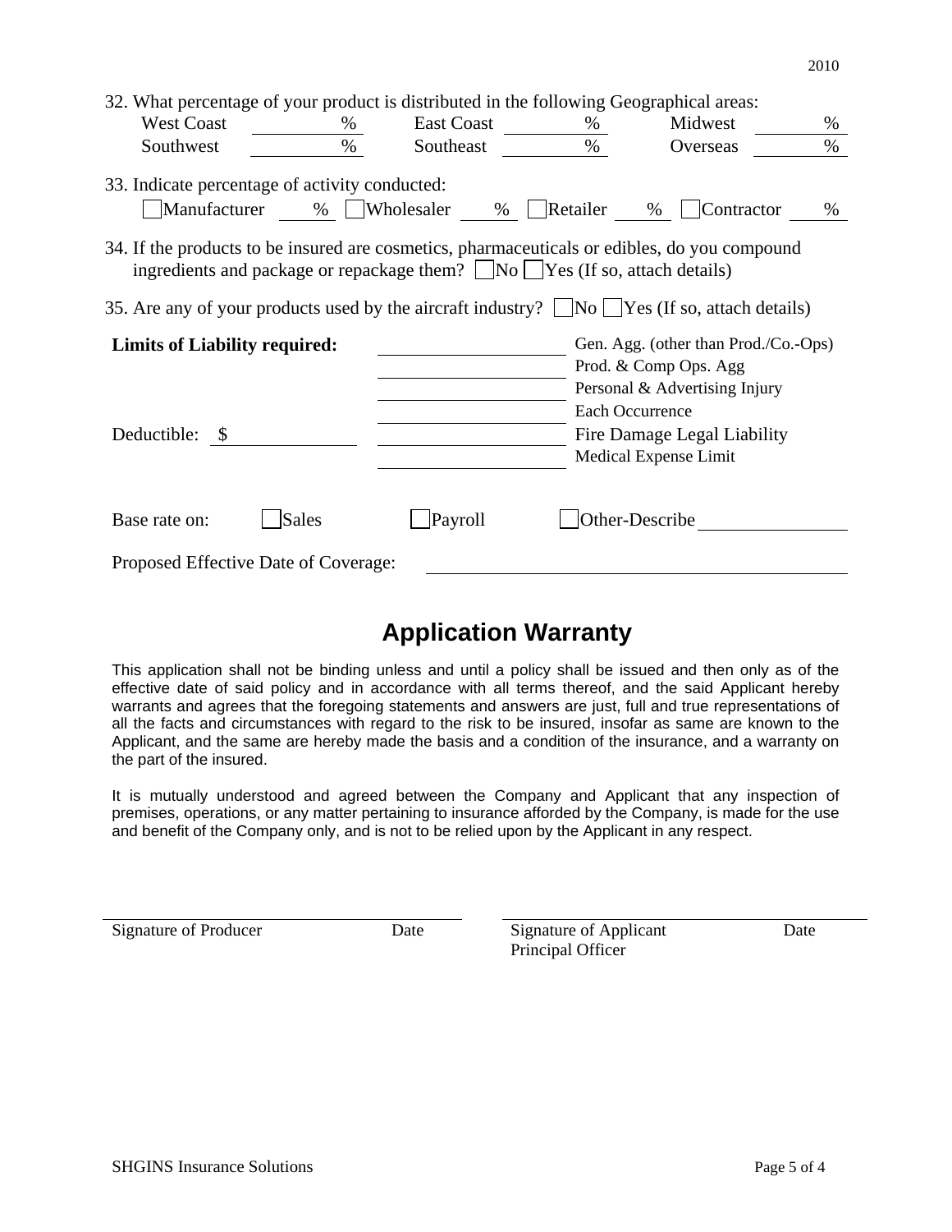32. What percentage of your product is distributed in the following Geographical areas:

| | | | | | |
|---|---|---|---|---|---|
| West Coast | ____ % | East Coast | ____ % | Midwest | ____ % |
| Southwest | ____ % | Southeast | ____ % | Overseas | ____ % |

33. Indicate percentage of activity conducted:
☐ Manufacturer ____ % ☐ Wholesaler ____ % ☐ Retailer ____ % ☐ Contractor ____ %

34. If the products to be insured are cosmetics, pharmaceuticals or edibles, do you compound ingredients and package or repackage them? ☐ No ☐ Yes (If so, attach details)

35. Are any of your products used by the aircraft industry? ☐ No ☐ Yes (If so, attach details)

**Limits of Liability required:**

| | | |
|---|---|---|
| | ________ | Gen. Agg. (other than Prod./Co.-Ops) |
| | ________ | Prod. & Comp Ops. Agg |
| | ________ | Personal & Advertising Injury |
| | ________ | Each Occurrence |
| Deductible: $ ________ | ________ | Fire Damage Legal Liability |
| | ________ | Medical Expense Limit |

Base rate on: ☐ Sales ☐ Payroll ☐ Other-Describe ________

Proposed Effective Date of Coverage: ________________

## Application Warranty

This application shall not be binding unless and until a policy shall be issued and then only as of the effective date of said policy and in accordance with all terms thereof, and the said Applicant hereby warrants and agrees that the foregoing statements and answers are just, full and true representations of all the facts and circumstances with regard to the risk to be insured, insofar as same are known to the Applicant, and the same are hereby made the basis and a condition of the insurance, and a warranty on the part of the insured.

It is mutually understood and agreed between the Company and Applicant that any inspection of premises, operations, or any matter pertaining to insurance afforded by the Company, is made for the use and benefit of the Company only, and is not to be relied upon by the Applicant in any respect.

| | | | |
|---|---|---|---|
| Signature of Producer | Date | Signature of Applicant Principal Officer | Date |